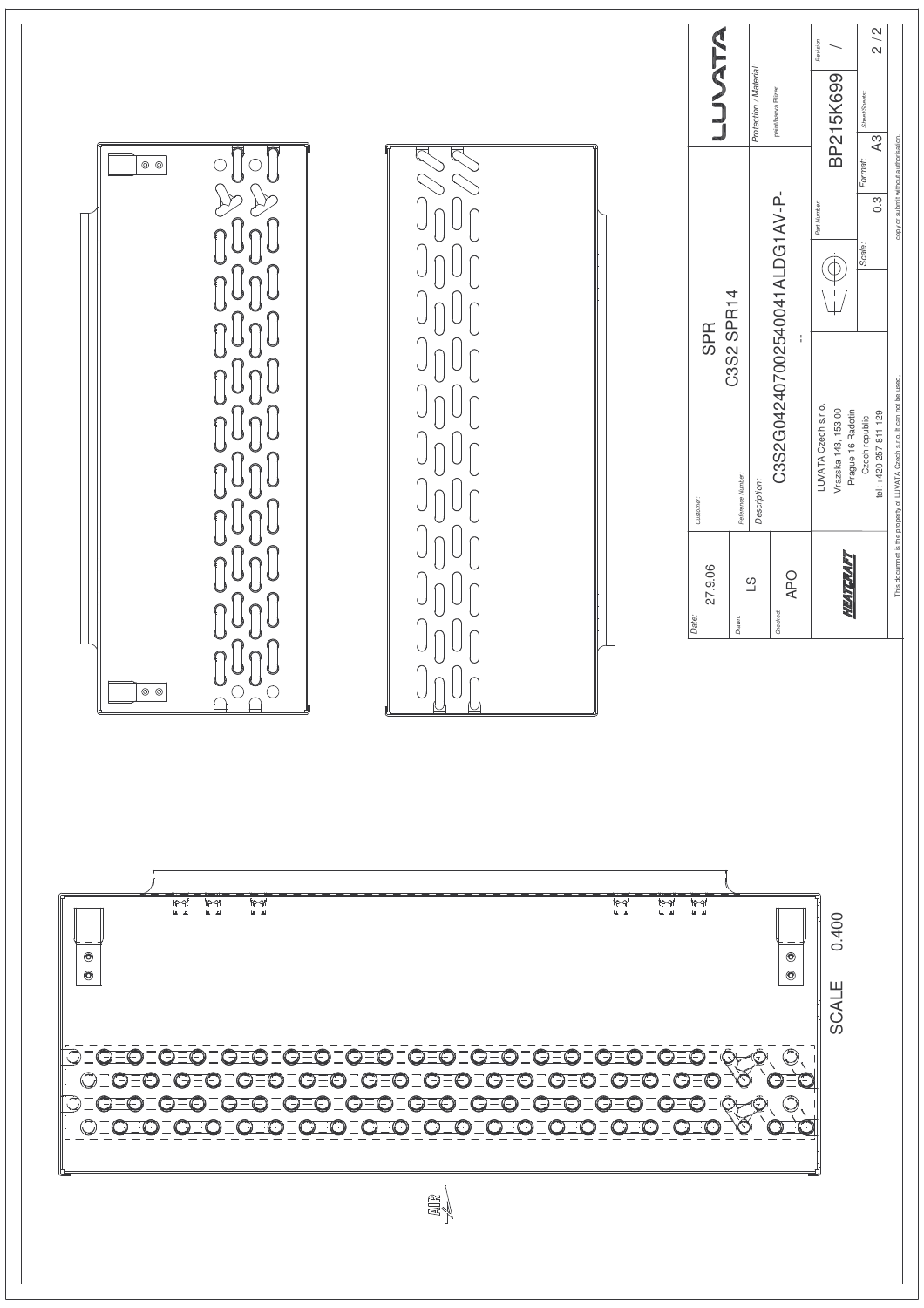SCALE 0.400

| | | | | |
|---|---|---|---|---|
| Date: 27.9.06 | Customer: SPR | | | LUVATA |
| Drawn: LS | Reference Number: C3S2 SPR14 | | | Protection / Material: paint/barva Blizer |
| Checked: APO | Description: C3S2G04240700254004 1ALDG1AV-P- -- | | | |
| HEATCRAFT | LUVATA Czech s.r.o. Vrazska 143, 153 00 Prague 16 Radotin Czech republic tel.: +420 257 811 129 | Part Number: BP215K699 | | Revision: / |
| | | Scale: 0.3 | Format: A3 | Sheet/Sheets: 2 / 2 |

This document is the property of LUVATA Czech s.r.o. It can not be used, copy or submit without authorisation.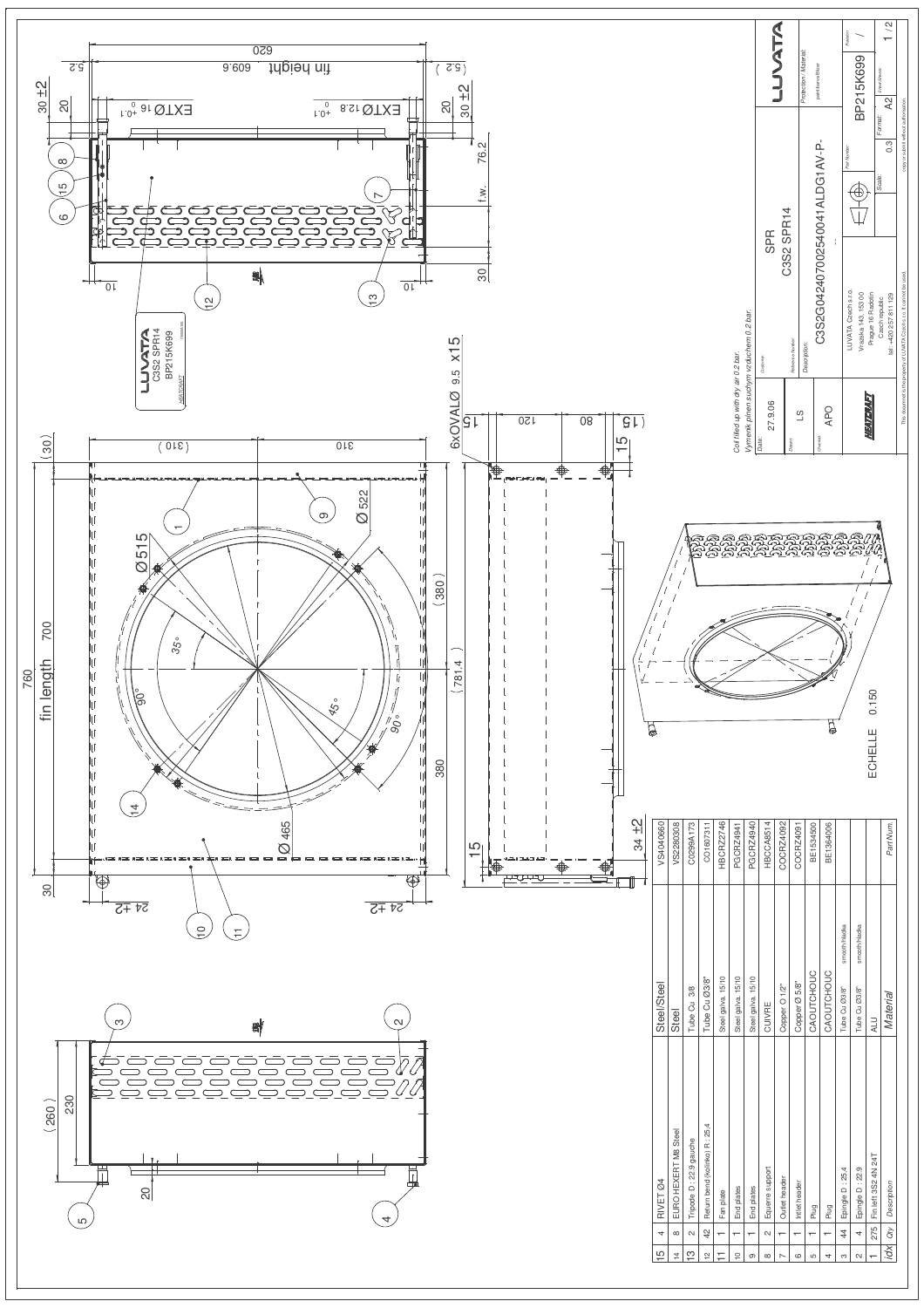| idx | Qty | Description | Material | Part Num. |
|---|---|---|---|---|
| 15 | 4 | RIVET Ø4 | Steel/Steel | VS4040660 |
| 14 | 8 | EURO HEXERT M8 Steel | Steel | VS2280308 |
| 13 | 2 | Tripode D : 22.9 gauche | Tube Cu 3/8 | C0299A173 |
| 12 | 42 | Return bend (kolínko) R : 25.4 | Tube Cu Ø3/8" | CO1607311 |
| 11 | 1 | Fan plate | Steel galva. 15/10 | HBCRZ2746 |
| 10 | 1 | End plates | Steel galva. 15/10 | PGCRZ4941 |
| 9 | 1 | End plates | Steel galva. 15/10 | PGCRZ4940 |
| 8 | 2 | Equerre support | CUIVRE | HBCCA8514 |
| 7 | 1 | Outlet header | Copper Ø 1/2" | COCRZ4092 |
| 6 | 1 | Inlet header | Copper Ø 5/8" | COCRZ4091 |
| 5 | 1 | Plug | CAOUTCHOUC | BE1534500 |
| 4 | 1 | Plug | CAOUTCHOUC | BE1364006 |
| 3 | 44 | Epingle D : 25.4 | Tube Cu Ø3/8" smooth/hladká | |
| 2 | 4 | Epingle D : 22.9 | Tube Cu Ø3/8" smooth/hladká | |
| 1 | 275 | Fin left 3S2 4N 24T | ALU | |

*Coil filled up with dry air 0.2 bar.*
*Výmeník plnen suchým vzduchem 0.2 bar.*

| | |
|---|---|
| Date: | 27.9.06 |
| Drawn: | LS |
| Checked: | APO |
| Customer: | SPR |
| Reference Number: | C3S2 SPR14 |
| Description: | C3S2G0424070025400041ALDG1AV-P- |
| Protection / Material: | |
| Part Number: | BP215K699 |
| Scale: | 0.3 |
| Format: | A2 |

LUVATA Czech s.r.o.
Vrazská 143, 153 00
Prague 16 Radotín
Czech republic
tel: +420 257 811 129

HEATCRAFT

This document is the property of LUVATA Czech s.r.o. It cannot be used, copied or sent without authorisation.

LUVATA
C3S2 SPR14
BP215K699
HEATCRAFT

fin length 700
fin height 609.6
760
620
(260)
230
(781.4)
(380)
380
310
(310)
Ø515
Ø522
Ø465
35°
90°
45°
90°
6xOVALØ 9.5 x15
EXTØ16 $^{0}_{+0.1}$
EXTØ12.8 $^{0}_{+0.1}$
30 ±2
34 ±2
24 +2
76.2
f.w.
5.2
(5.2)
120
80
15
(15)
30
20
10

ECHELLE 0.150